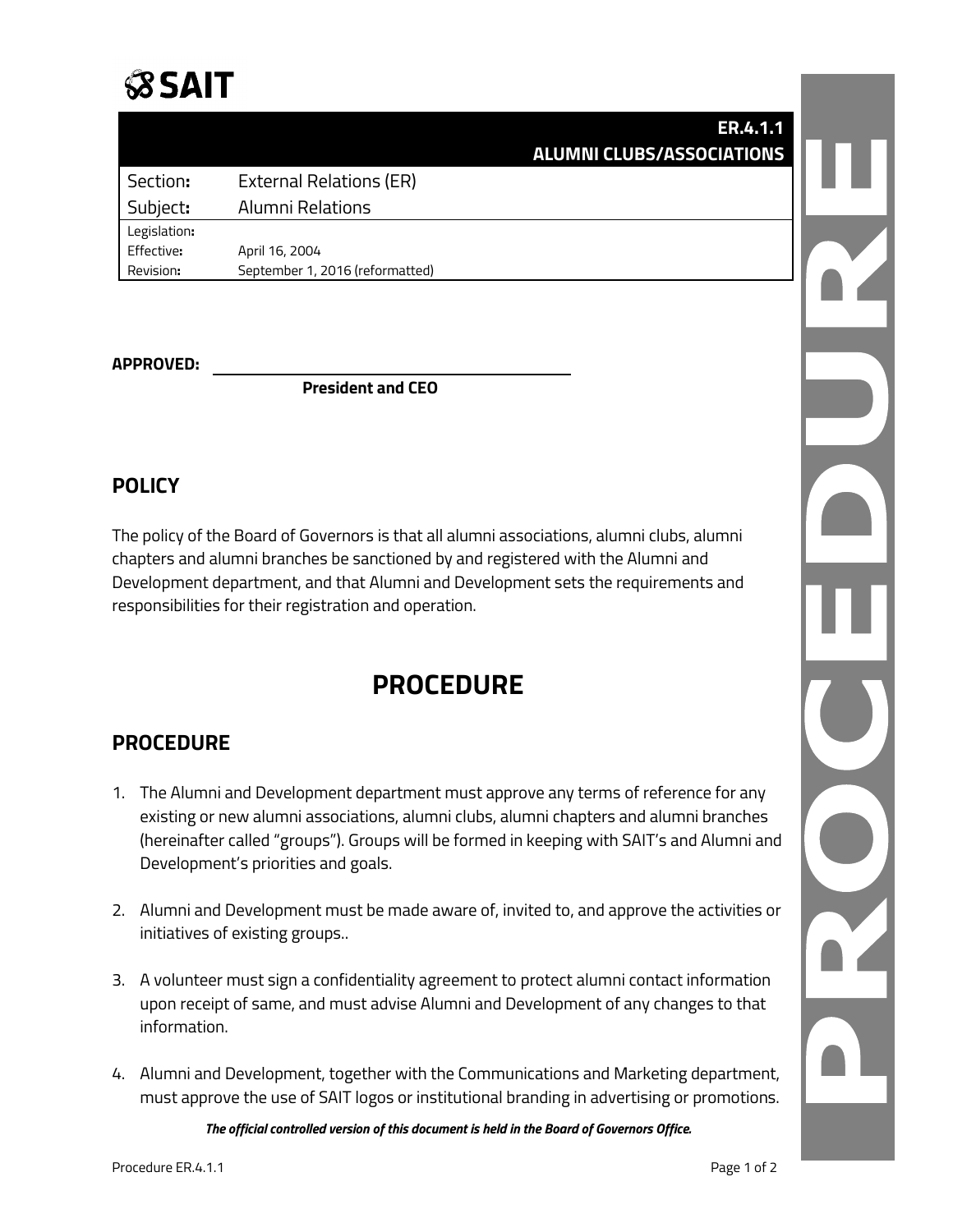SAIT

| | ER.4.1.1 ALUMNI CLUBS/ASSOCIATIONS |
|---|---|
| Section: | External Relations (ER) |
| Subject: | Alumni Relations |
| Legislation: | |
| Effective: | April 16, 2004 |
| Revision: | September 1, 2016 (reformatted) |

**APPROVED:** ______________________________

**President and CEO**

## POLICY

The policy of the Board of Governors is that all alumni associations, alumni clubs, alumni chapters and alumni branches be sanctioned by and registered with the Alumni and Development department, and that Alumni and Development sets the requirements and responsibilities for their registration and operation.

# PROCEDURE

## PROCEDURE

1. The Alumni and Development department must approve any terms of reference for any existing or new alumni associations, alumni clubs, alumni chapters and alumni branches (hereinafter called "groups"). Groups will be formed in keeping with SAIT's and Alumni and Development's priorities and goals.

2. Alumni and Development must be made aware of, invited to, and approve the activities or initiatives of existing groups..

3. A volunteer must sign a confidentiality agreement to protect alumni contact information upon receipt of same, and must advise Alumni and Development of any changes to that information.

4. Alumni and Development, together with the Communications and Marketing department, must approve the use of SAIT logos or institutional branding in advertising or promotions.

*The official controlled version of this document is held in the Board of Governors Office.*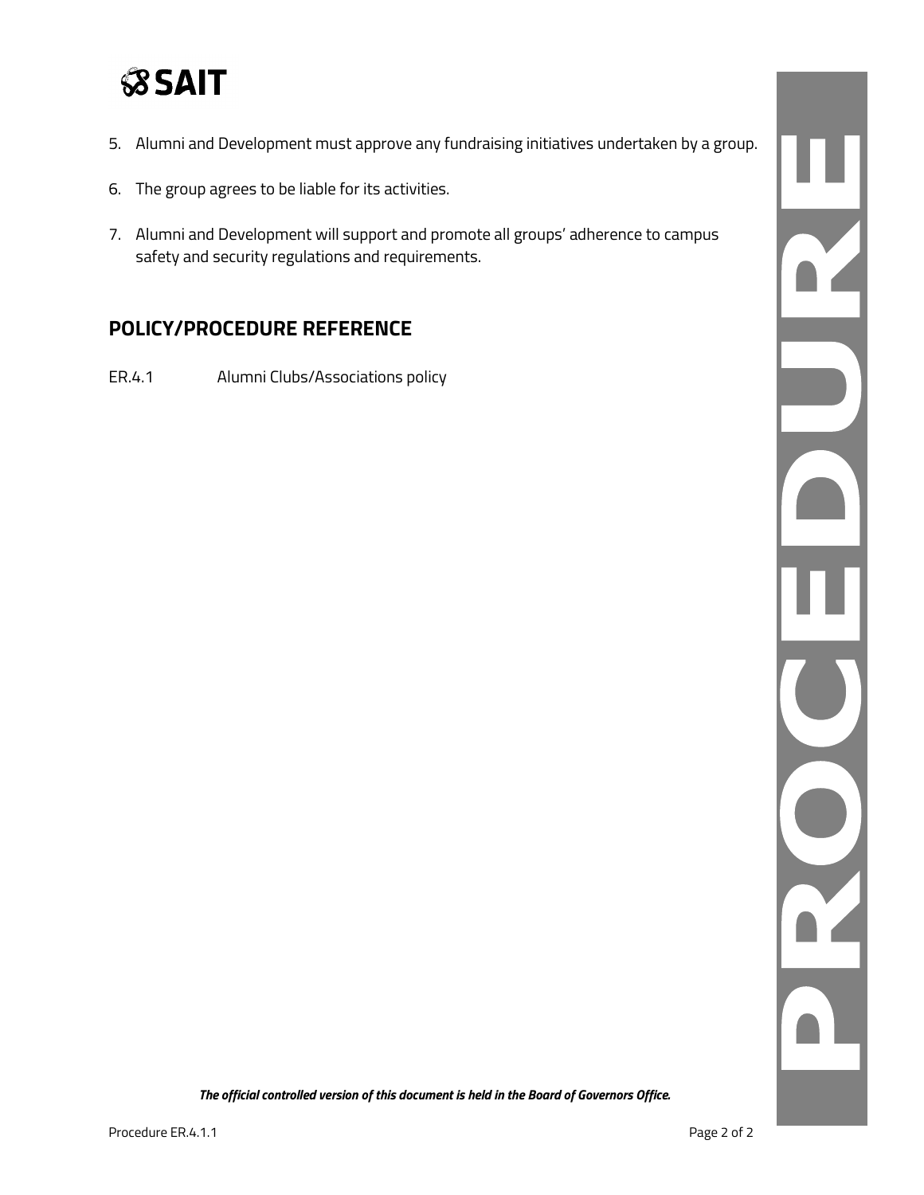5. Alumni and Development must approve any fundraising initiatives undertaken by a group.

6. The group agrees to be liable for its activities.

7. Alumni and Development will support and promote all groups' adherence to campus safety and security regulations and requirements.

## POLICY/PROCEDURE REFERENCE

| | |
|---|---|
| ER.4.1 | Alumni Clubs/Associations policy |

***The official controlled version of this document is held in the Board of Governors Office.***